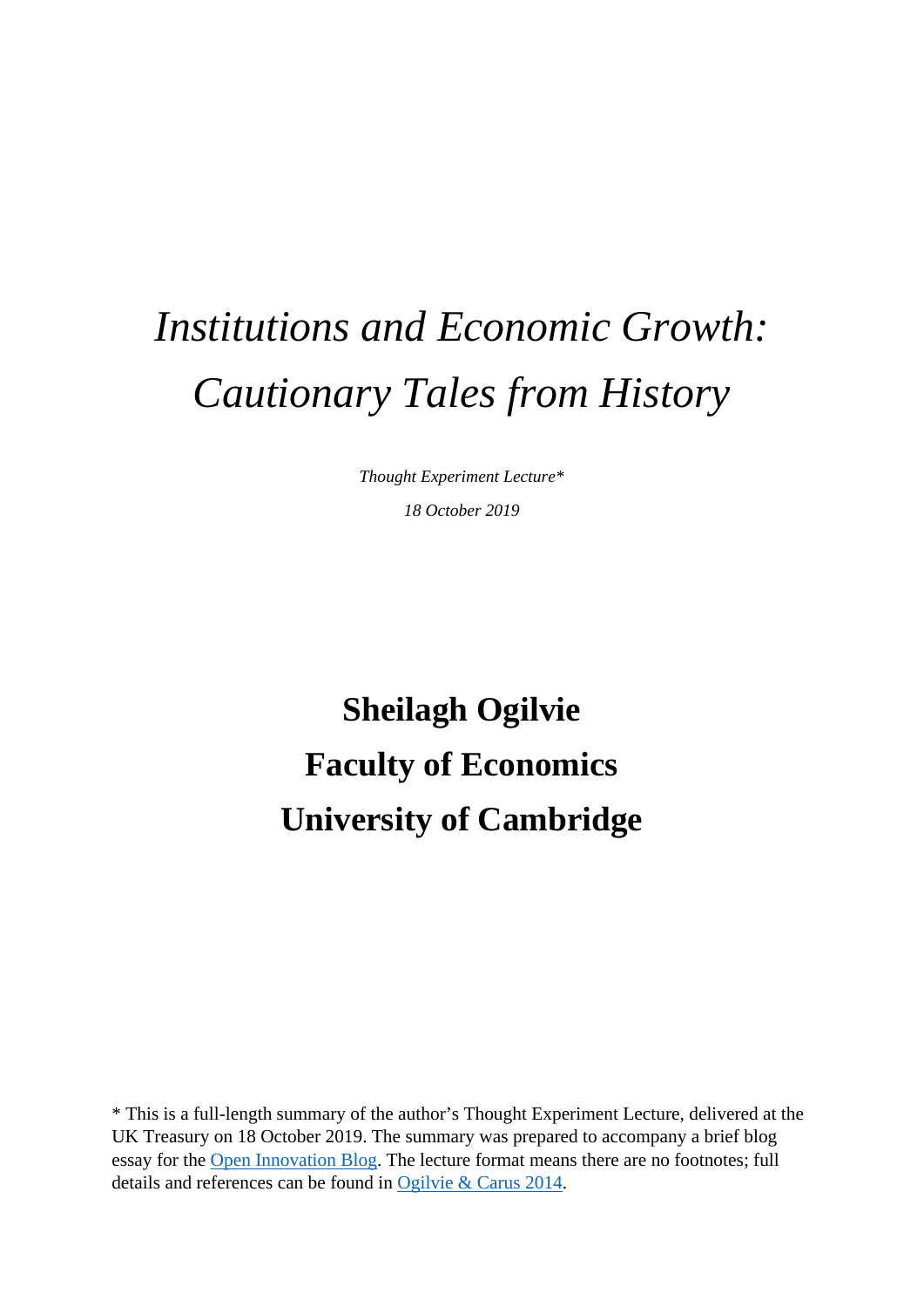# *Institutions and Economic Growth: Cautionary Tales from History*

*Thought Experiment Lecture**

*18 October 2019*

**Sheilagh Ogilvie**

**Faculty of Economics**

**University of Cambridge**

* This is a full-length summary of the author's Thought Experiment Lecture, delivered at the UK Treasury on 18 October 2019. The summary was prepared to accompany a brief blog essay for the Open Innovation Blog. The lecture format means there are no footnotes; full details and references can be found in Ogilvie & Carus 2014.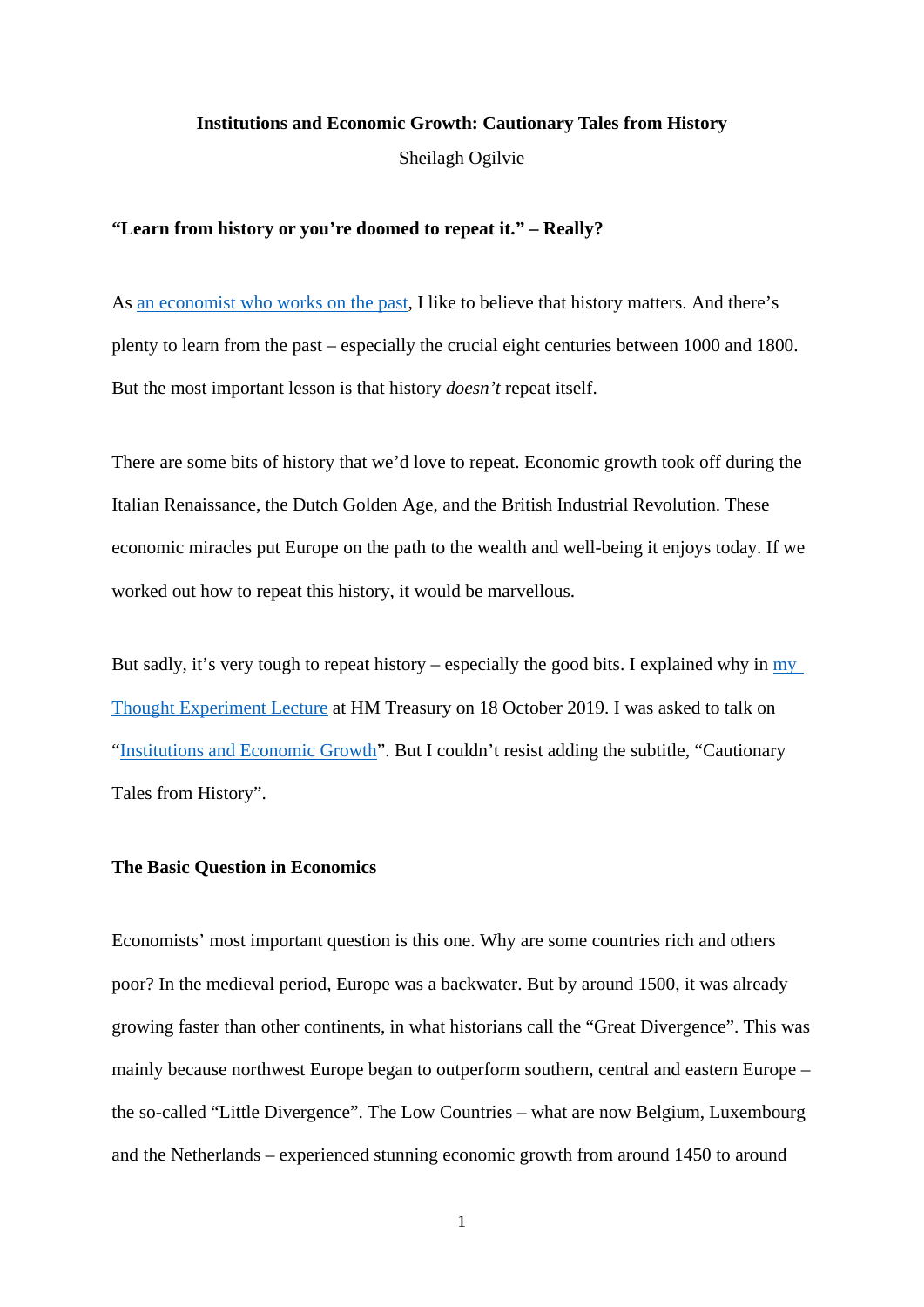**Institutions and Economic Growth: Cautionary Tales from History**

Sheilagh Ogilvie

**"Learn from history or you're doomed to repeat it." – Really?**

As an economist who works on the past, I like to believe that history matters. And there's plenty to learn from the past – especially the crucial eight centuries between 1000 and 1800. But the most important lesson is that history *doesn't* repeat itself.

There are some bits of history that we'd love to repeat. Economic growth took off during the Italian Renaissance, the Dutch Golden Age, and the British Industrial Revolution. These economic miracles put Europe on the path to the wealth and well-being it enjoys today. If we worked out how to repeat this history, it would be marvellous.

But sadly, it's very tough to repeat history – especially the good bits. I explained why in my Thought Experiment Lecture at HM Treasury on 18 October 2019. I was asked to talk on "Institutions and Economic Growth". But I couldn't resist adding the subtitle, "Cautionary Tales from History".

**The Basic Question in Economics**

Economists' most important question is this one. Why are some countries rich and others poor? In the medieval period, Europe was a backwater. But by around 1500, it was already growing faster than other continents, in what historians call the "Great Divergence". This was mainly because northwest Europe began to outperform southern, central and eastern Europe – the so-called "Little Divergence". The Low Countries – what are now Belgium, Luxembourg and the Netherlands – experienced stunning economic growth from around 1450 to around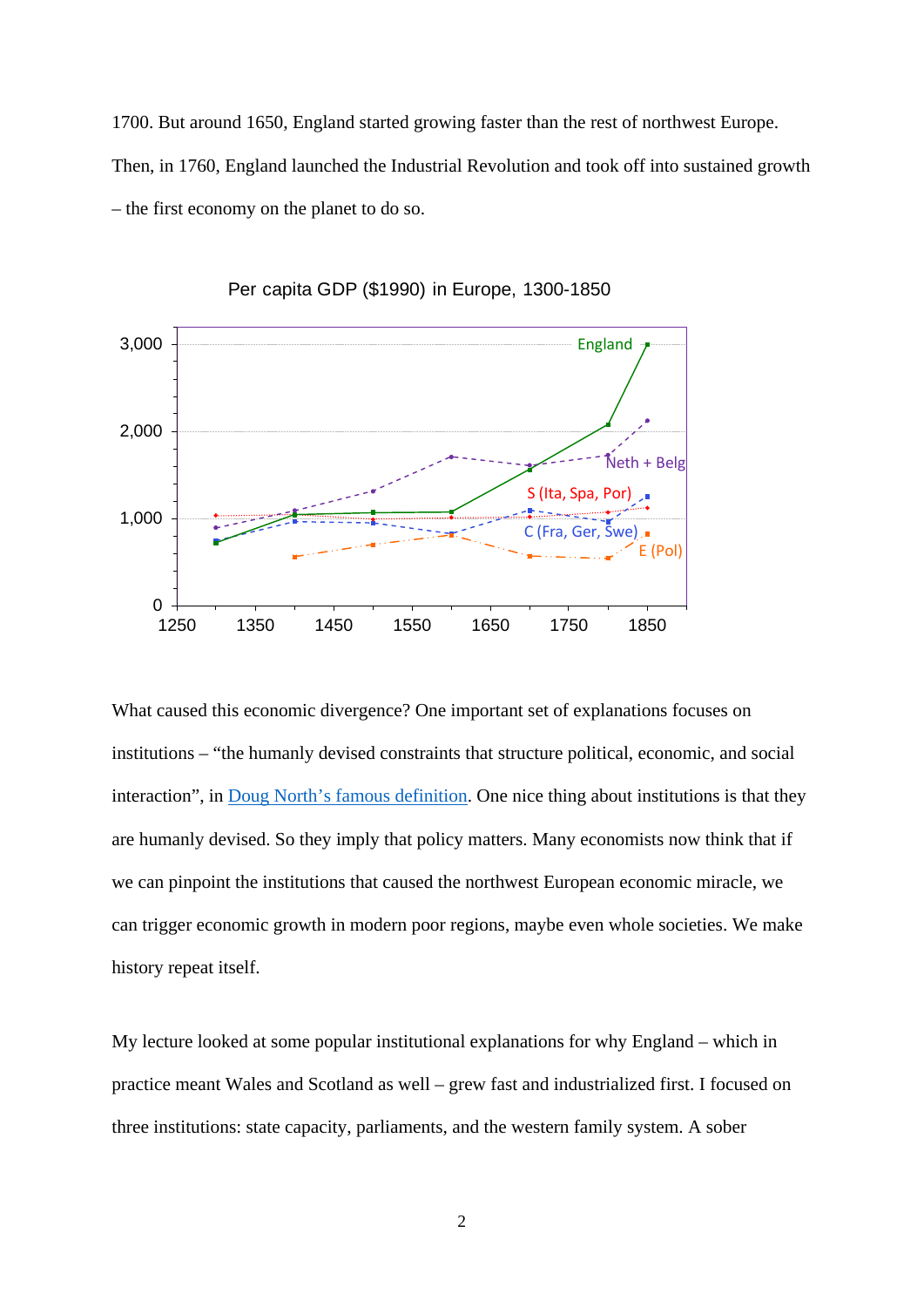1700. But around 1650, England started growing faster than the rest of northwest Europe. Then, in 1760, England launched the Industrial Revolution and took off into sustained growth – the first economy on the planet to do so.

Per capita GDP ($1990) in Europe, 1300-1850

3,000
2,000
1,000
0
1250 1350 1450 1550 1650 1750 1850

England
Neth + Belg
S (Ita, Spa, Por)
C (Fra, Ger, Swe)
E (Pol)

What caused this economic divergence? One important set of explanations focuses on institutions – "the humanly devised constraints that structure political, economic, and social interaction", in [Doug North's famous definition](). One nice thing about institutions is that they are humanly devised. So they imply that policy matters. Many economists now think that if we can pinpoint the institutions that caused the northwest European economic miracle, we can trigger economic growth in modern poor regions, maybe even whole societies. We make history repeat itself.

My lecture looked at some popular institutional explanations for why England – which in practice meant Wales and Scotland as well – grew fast and industrialized first. I focused on three institutions: state capacity, parliaments, and the western family system. A sober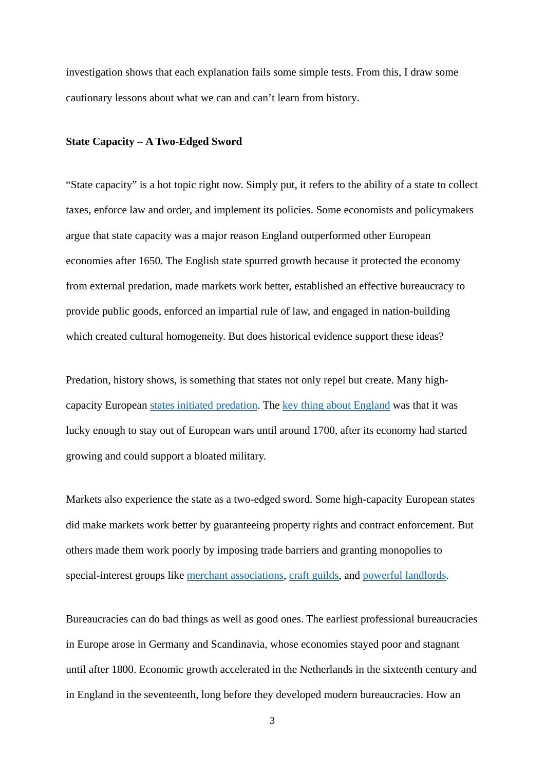investigation shows that each explanation fails some simple tests. From this, I draw some cautionary lessons about what we can and can't learn from history.

**State Capacity – A Two-Edged Sword**

"State capacity" is a hot topic right now. Simply put, it refers to the ability of a state to collect taxes, enforce law and order, and implement its policies. Some economists and policymakers argue that state capacity was a major reason England outperformed other European economies after 1650. The English state spurred growth because it protected the economy from external predation, made markets work better, established an effective bureaucracy to provide public goods, enforced an impartial rule of law, and engaged in nation-building which created cultural homogeneity. But does historical evidence support these ideas?

Predation, history shows, is something that states not only repel but create. Many high-capacity European states initiated predation. The key thing about England was that it was lucky enough to stay out of European wars until around 1700, after its economy had started growing and could support a bloated military.

Markets also experience the state as a two-edged sword. Some high-capacity European states did make markets work better by guaranteeing property rights and contract enforcement. But others made them work poorly by imposing trade barriers and granting monopolies to special-interest groups like merchant associations, craft guilds, and powerful landlords.

Bureaucracies can do bad things as well as good ones. The earliest professional bureaucracies in Europe arose in Germany and Scandinavia, whose economies stayed poor and stagnant until after 1800. Economic growth accelerated in the Netherlands in the sixteenth century and in England in the seventeenth, long before they developed modern bureaucracies. How an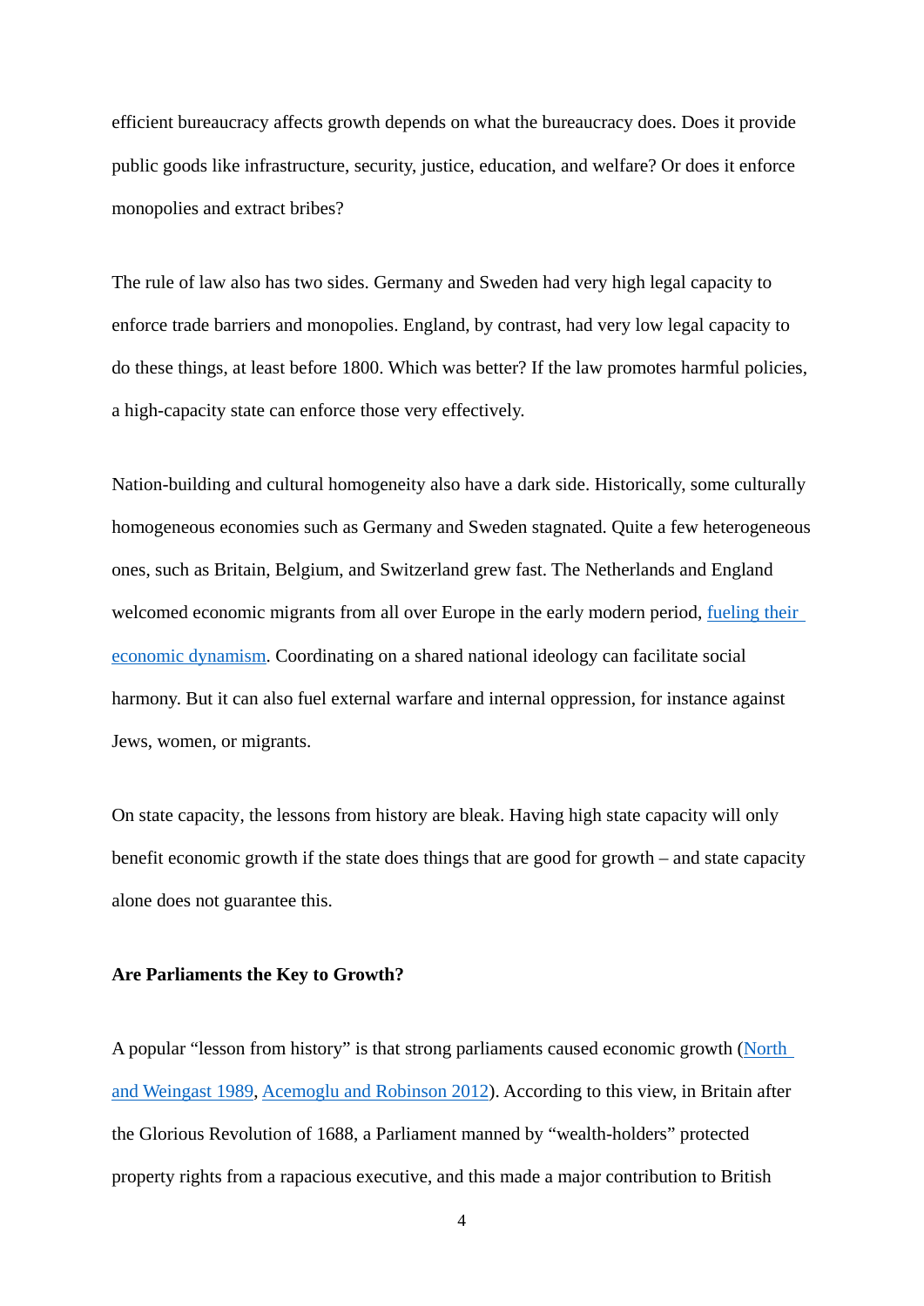efficient bureaucracy affects growth depends on what the bureaucracy does. Does it provide public goods like infrastructure, security, justice, education, and welfare? Or does it enforce monopolies and extract bribes?

The rule of law also has two sides. Germany and Sweden had very high legal capacity to enforce trade barriers and monopolies. England, by contrast, had very low legal capacity to do these things, at least before 1800. Which was better? If the law promotes harmful policies, a high-capacity state can enforce those very effectively.

Nation-building and cultural homogeneity also have a dark side. Historically, some culturally homogeneous economies such as Germany and Sweden stagnated. Quite a few heterogeneous ones, such as Britain, Belgium, and Switzerland grew fast. The Netherlands and England welcomed economic migrants from all over Europe in the early modern period, fueling their economic dynamism. Coordinating on a shared national ideology can facilitate social harmony. But it can also fuel external warfare and internal oppression, for instance against Jews, women, or migrants.

On state capacity, the lessons from history are bleak. Having high state capacity will only benefit economic growth if the state does things that are good for growth – and state capacity alone does not guarantee this.

**Are Parliaments the Key to Growth?**

A popular "lesson from history" is that strong parliaments caused economic growth (North and Weingast 1989, Acemoglu and Robinson 2012). According to this view, in Britain after the Glorious Revolution of 1688, a Parliament manned by "wealth-holders" protected property rights from a rapacious executive, and this made a major contribution to British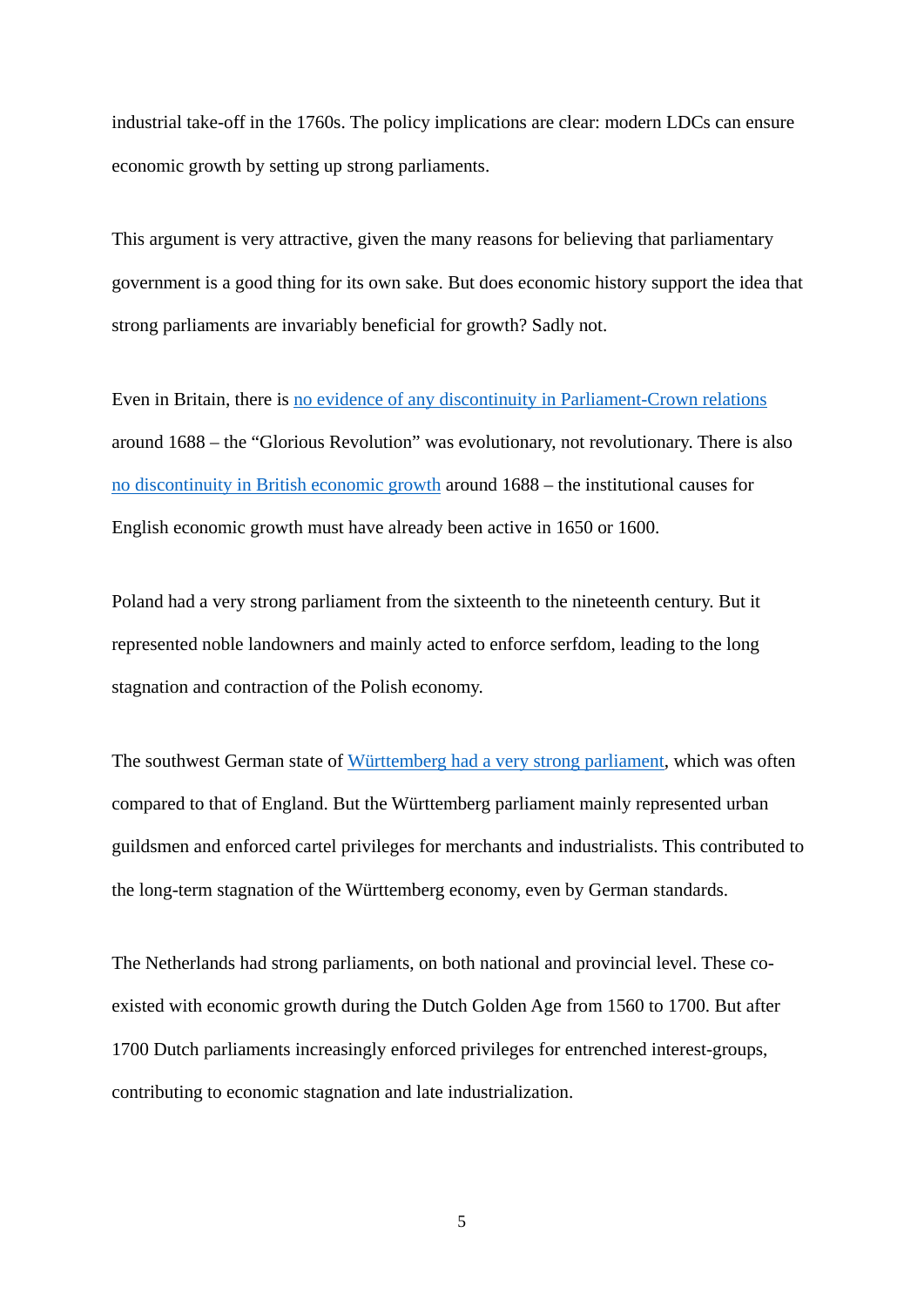industrial take-off in the 1760s. The policy implications are clear: modern LDCs can ensure economic growth by setting up strong parliaments.

This argument is very attractive, given the many reasons for believing that parliamentary government is a good thing for its own sake. But does economic history support the idea that strong parliaments are invariably beneficial for growth? Sadly not.

Even in Britain, there is no evidence of any discontinuity in Parliament-Crown relations around 1688 – the "Glorious Revolution" was evolutionary, not revolutionary. There is also no discontinuity in British economic growth around 1688 – the institutional causes for English economic growth must have already been active in 1650 or 1600.

Poland had a very strong parliament from the sixteenth to the nineteenth century. But it represented noble landowners and mainly acted to enforce serfdom, leading to the long stagnation and contraction of the Polish economy.

The southwest German state of Württemberg had a very strong parliament, which was often compared to that of England. But the Württemberg parliament mainly represented urban guildsmen and enforced cartel privileges for merchants and industrialists. This contributed to the long-term stagnation of the Württemberg economy, even by German standards.

The Netherlands had strong parliaments, on both national and provincial level. These co-existed with economic growth during the Dutch Golden Age from 1560 to 1700. But after 1700 Dutch parliaments increasingly enforced privileges for entrenched interest-groups, contributing to economic stagnation and late industrialization.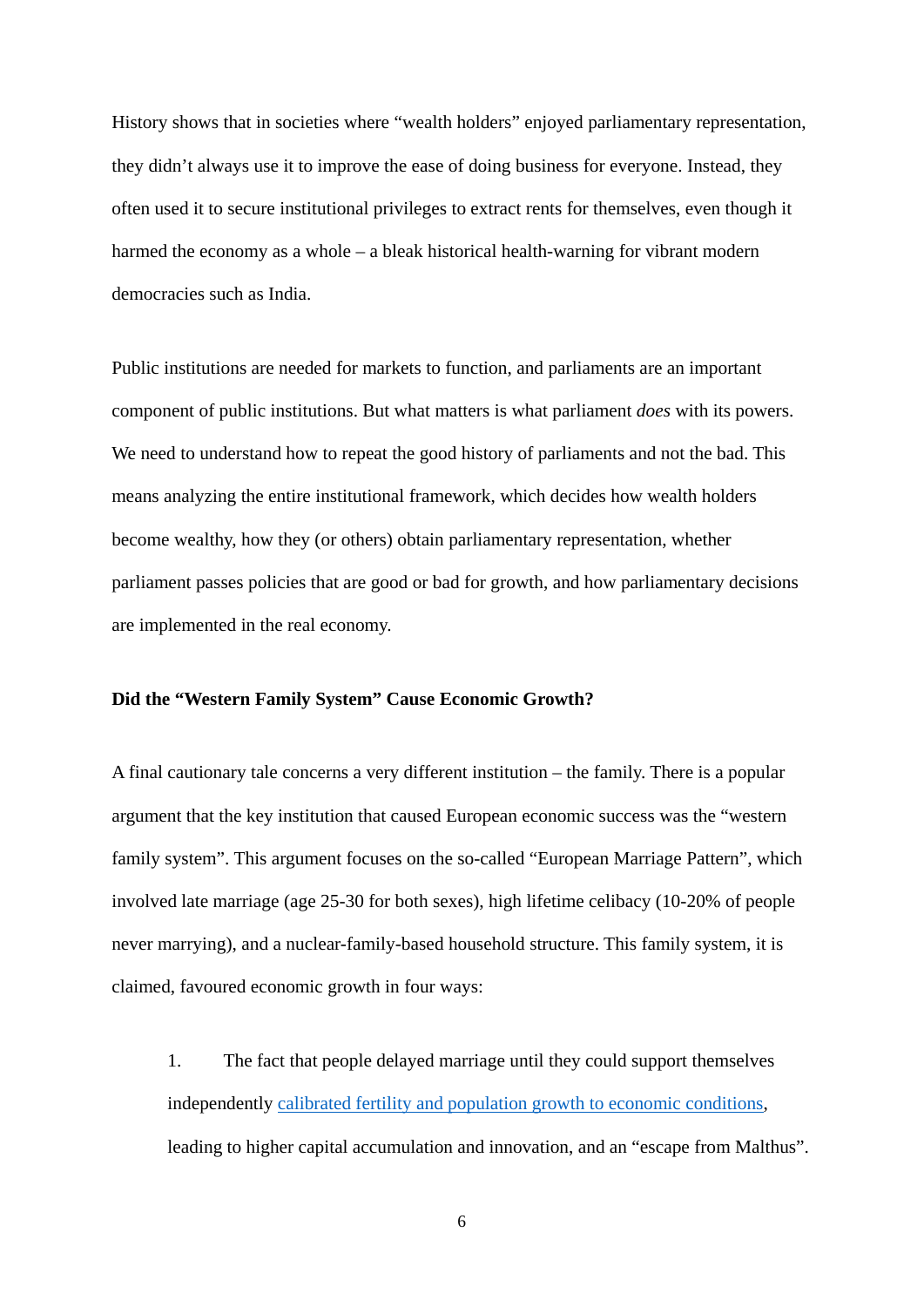History shows that in societies where "wealth holders" enjoyed parliamentary representation, they didn't always use it to improve the ease of doing business for everyone. Instead, they often used it to secure institutional privileges to extract rents for themselves, even though it harmed the economy as a whole – a bleak historical health-warning for vibrant modern democracies such as India.

Public institutions are needed for markets to function, and parliaments are an important component of public institutions. But what matters is what parliament *does* with its powers. We need to understand how to repeat the good history of parliaments and not the bad. This means analyzing the entire institutional framework, which decides how wealth holders become wealthy, how they (or others) obtain parliamentary representation, whether parliament passes policies that are good or bad for growth, and how parliamentary decisions are implemented in the real economy.

**Did the "Western Family System" Cause Economic Growth?**

A final cautionary tale concerns a very different institution – the family. There is a popular argument that the key institution that caused European economic success was the "western family system". This argument focuses on the so-called "European Marriage Pattern", which involved late marriage (age 25-30 for both sexes), high lifetime celibacy (10-20% of people never marrying), and a nuclear-family-based household structure. This family system, it is claimed, favoured economic growth in four ways:

1. The fact that people delayed marriage until they could support themselves independently calibrated fertility and population growth to economic conditions, leading to higher capital accumulation and innovation, and an "escape from Malthus".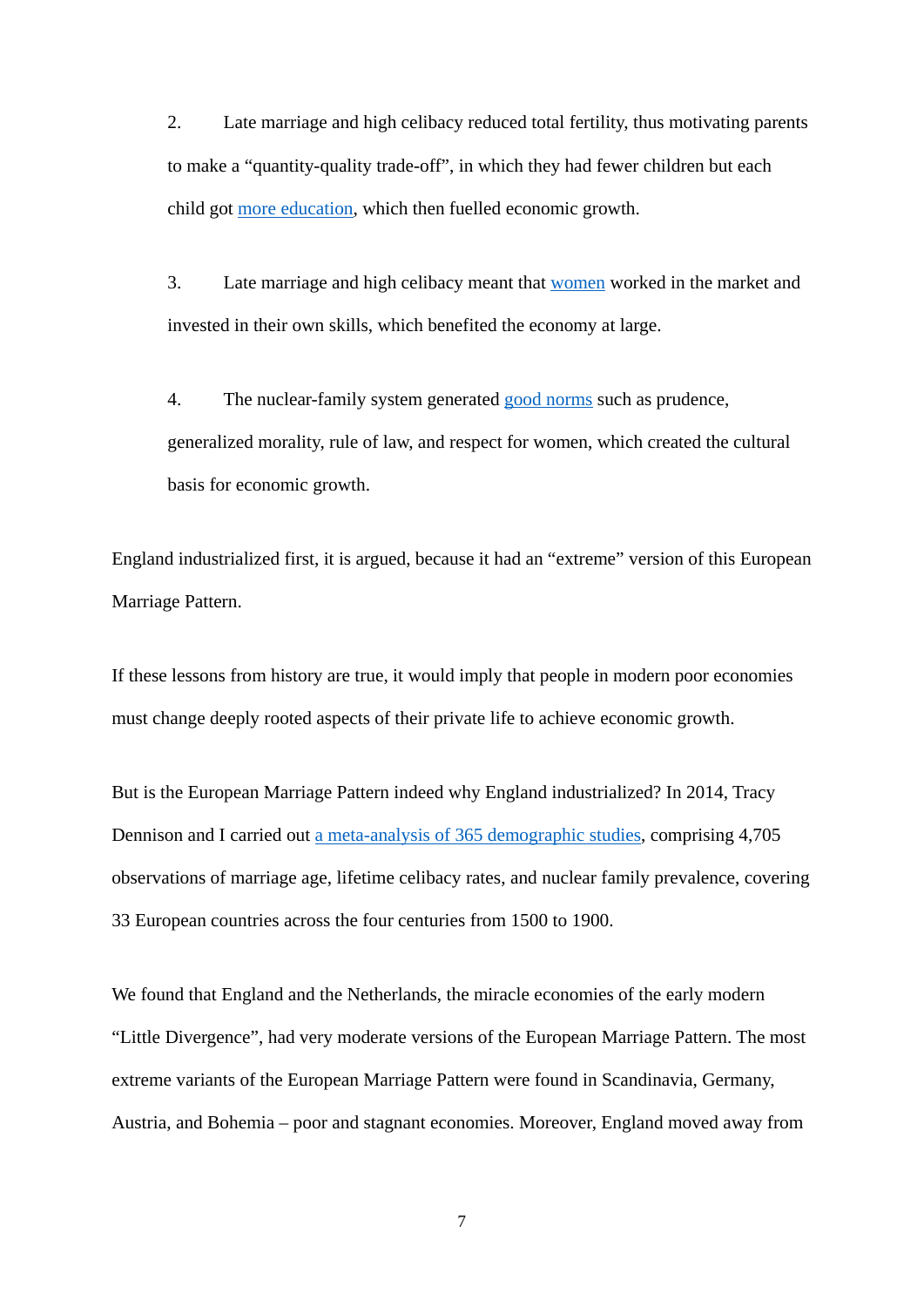2. Late marriage and high celibacy reduced total fertility, thus motivating parents to make a "quantity-quality trade-off", in which they had fewer children but each child got more education, which then fuelled economic growth.

3. Late marriage and high celibacy meant that women worked in the market and invested in their own skills, which benefited the economy at large.

4. The nuclear-family system generated good norms such as prudence, generalized morality, rule of law, and respect for women, which created the cultural basis for economic growth.

England industrialized first, it is argued, because it had an "extreme" version of this European Marriage Pattern.

If these lessons from history are true, it would imply that people in modern poor economies must change deeply rooted aspects of their private life to achieve economic growth.

But is the European Marriage Pattern indeed why England industrialized? In 2014, Tracy Dennison and I carried out a meta-analysis of 365 demographic studies, comprising 4,705 observations of marriage age, lifetime celibacy rates, and nuclear family prevalence, covering 33 European countries across the four centuries from 1500 to 1900.

We found that England and the Netherlands, the miracle economies of the early modern "Little Divergence", had very moderate versions of the European Marriage Pattern. The most extreme variants of the European Marriage Pattern were found in Scandinavia, Germany, Austria, and Bohemia – poor and stagnant economies. Moreover, England moved away from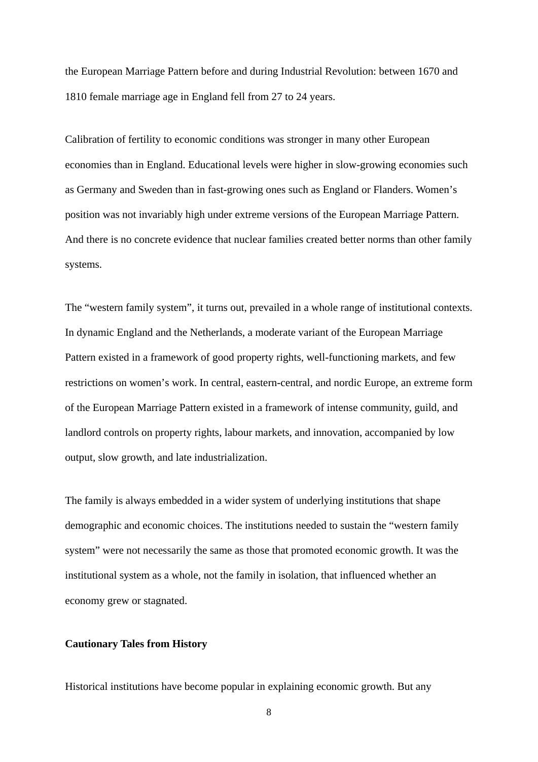the European Marriage Pattern before and during Industrial Revolution: between 1670 and 1810 female marriage age in England fell from 27 to 24 years.

Calibration of fertility to economic conditions was stronger in many other European economies than in England. Educational levels were higher in slow-growing economies such as Germany and Sweden than in fast-growing ones such as England or Flanders. Women's position was not invariably high under extreme versions of the European Marriage Pattern. And there is no concrete evidence that nuclear families created better norms than other family systems.

The "western family system", it turns out, prevailed in a whole range of institutional contexts. In dynamic England and the Netherlands, a moderate variant of the European Marriage Pattern existed in a framework of good property rights, well-functioning markets, and few restrictions on women's work. In central, eastern-central, and nordic Europe, an extreme form of the European Marriage Pattern existed in a framework of intense community, guild, and landlord controls on property rights, labour markets, and innovation, accompanied by low output, slow growth, and late industrialization.

The family is always embedded in a wider system of underlying institutions that shape demographic and economic choices. The institutions needed to sustain the "western family system" were not necessarily the same as those that promoted economic growth. It was the institutional system as a whole, not the family in isolation, that influenced whether an economy grew or stagnated.

**Cautionary Tales from History**

Historical institutions have become popular in explaining economic growth. But any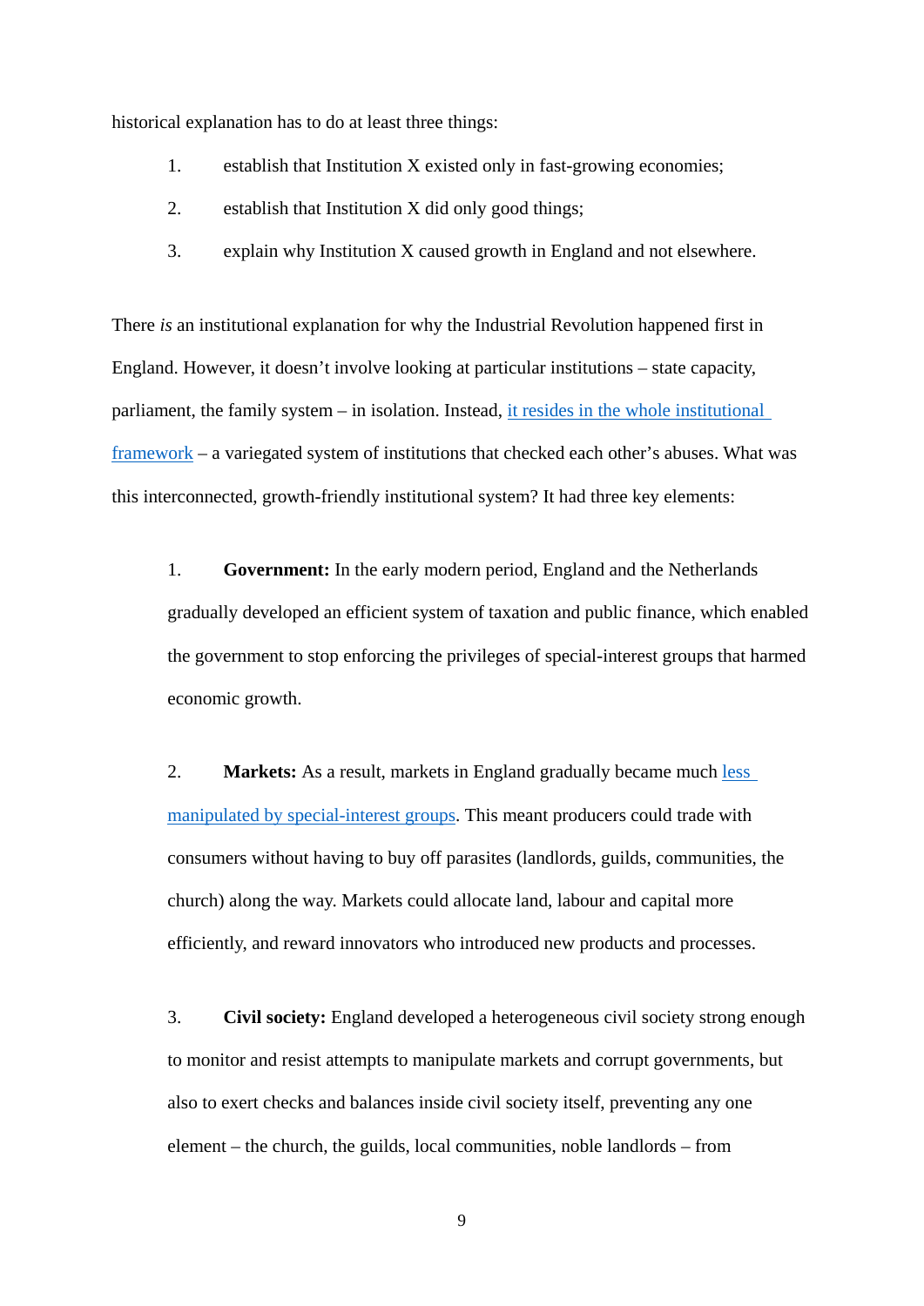historical explanation has to do at least three things:

1. establish that Institution X existed only in fast-growing economies;
2. establish that Institution X did only good things;
3. explain why Institution X caused growth in England and not elsewhere.

There *is* an institutional explanation for why the Industrial Revolution happened first in England. However, it doesn't involve looking at particular institutions – state capacity, parliament, the family system – in isolation. Instead, it resides in the whole institutional framework – a variegated system of institutions that checked each other's abuses. What was this interconnected, growth-friendly institutional system? It had three key elements:

1. **Government:** In the early modern period, England and the Netherlands gradually developed an efficient system of taxation and public finance, which enabled the government to stop enforcing the privileges of special-interest groups that harmed economic growth.

2. **Markets:** As a result, markets in England gradually became much less manipulated by special-interest groups. This meant producers could trade with consumers without having to buy off parasites (landlords, guilds, communities, the church) along the way. Markets could allocate land, labour and capital more efficiently, and reward innovators who introduced new products and processes.

3. **Civil society:** England developed a heterogeneous civil society strong enough to monitor and resist attempts to manipulate markets and corrupt governments, but also to exert checks and balances inside civil society itself, preventing any one element – the church, the guilds, local communities, noble landlords – from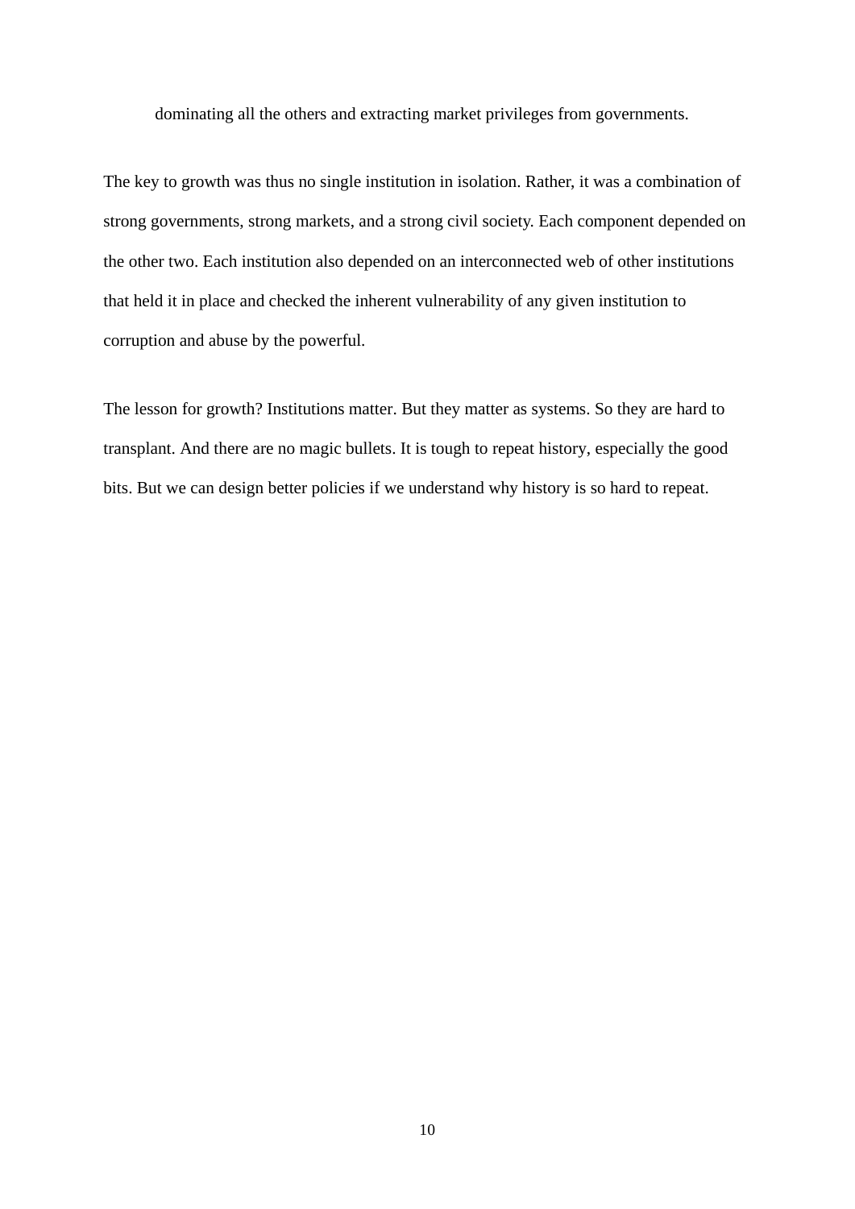dominating all the others and extracting market privileges from governments.

The key to growth was thus no single institution in isolation. Rather, it was a combination of strong governments, strong markets, and a strong civil society. Each component depended on the other two. Each institution also depended on an interconnected web of other institutions that held it in place and checked the inherent vulnerability of any given institution to corruption and abuse by the powerful.

The lesson for growth? Institutions matter. But they matter as systems. So they are hard to transplant. And there are no magic bullets. It is tough to repeat history, especially the good bits. But we can design better policies if we understand why history is so hard to repeat.